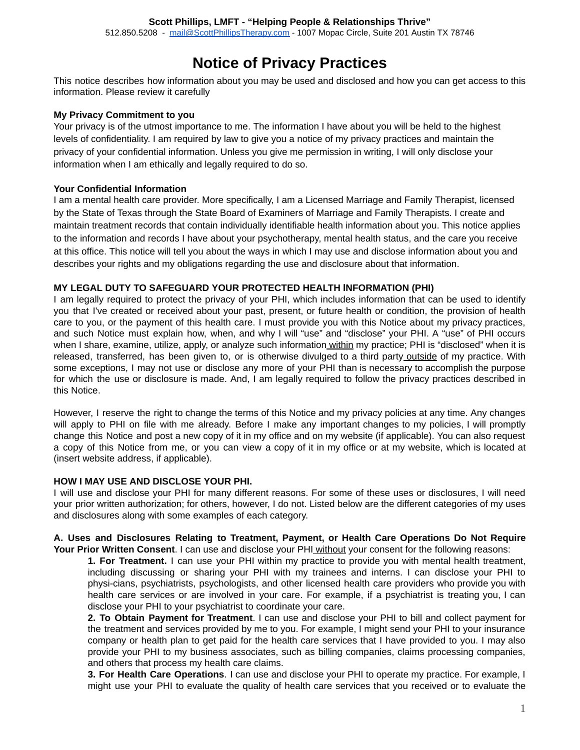**Scott Phillips, LMFT - "Helping People & Relationships Thrive"**
512.850.5208 - mail@ScottPhillipsTherapy.com - 1007 Mopac Circle, Suite 201 Austin TX 78746

# Notice of Privacy Practices

This notice describes how information about you may be used and disclosed and how you can get access to this information. Please review it carefully

**My Privacy Commitment to you**
Your privacy is of the utmost importance to me. The information I have about you will be held to the highest levels of confidentiality. I am required by law to give you a notice of my privacy practices and maintain the privacy of your confidential information. Unless you give me permission in writing, I will only disclose your information when I am ethically and legally required to do so.

**Your Confidential Information**
I am a mental health care provider. More specifically, I am a Licensed Marriage and Family Therapist, licensed by the State of Texas through the State Board of Examiners of Marriage and Family Therapists. I create and maintain treatment records that contain individually identifiable health information about you. This notice applies to the information and records I have about your psychotherapy, mental health status, and the care you receive at this office. This notice will tell you about the ways in which I may use and disclose information about you and describes your rights and my obligations regarding the use and disclosure about that information.

**MY LEGAL DUTY TO SAFEGUARD YOUR PROTECTED HEALTH INFORMATION (PHI)**
I am legally required to protect the privacy of your PHI, which includes information that can be used to identify you that I've created or received about your past, present, or future health or condition, the provision of health care to you, or the payment of this health care. I must provide you with this Notice about my privacy practices, and such Notice must explain how, when, and why I will "use" and "disclose" your PHI. A "use" of PHI occurs when I share, examine, utilize, apply, or analyze such information within my practice; PHI is "disclosed" when it is released, transferred, has been given to, or is otherwise divulged to a third party outside of my practice. With some exceptions, I may not use or disclose any more of your PHI than is necessary to accomplish the purpose for which the use or disclosure is made. And, I am legally required to follow the privacy practices described in this Notice.

However, I reserve the right to change the terms of this Notice and my privacy policies at any time. Any changes will apply to PHI on file with me already. Before I make any important changes to my policies, I will promptly change this Notice and post a new copy of it in my office and on my website (if applicable). You can also request a copy of this Notice from me, or you can view a copy of it in my office or at my website, which is located at (insert website address, if applicable).

**HOW I MAY USE AND DISCLOSE YOUR PHI.**
I will use and disclose your PHI for many different reasons. For some of these uses or disclosures, I will need your prior written authorization; for others, however, I do not. Listed below are the different categories of my uses and disclosures along with some examples of each category.

**A. Uses and Disclosures Relating to Treatment, Payment, or Health Care Operations Do Not Require Your Prior Written Consent**. I can use and disclose your PHI without your consent for the following reasons:

**1. For Treatment.** I can use your PHI within my practice to provide you with mental health treatment, including discussing or sharing your PHI with my trainees and interns. I can disclose your PHI to physi-cians, psychiatrists, psychologists, and other licensed health care providers who provide you with health care services or are involved in your care. For example, if a psychiatrist is treating you, I can disclose your PHI to your psychiatrist to coordinate your care.

**2. To Obtain Payment for Treatment**. I can use and disclose your PHI to bill and collect payment for the treatment and services provided by me to you. For example, I might send your PHI to your insurance company or health plan to get paid for the health care services that I have provided to you. I may also provide your PHI to my business associates, such as billing companies, claims processing companies, and others that process my health care claims.

**3. For Health Care Operations**. I can use and disclose your PHI to operate my practice. For example, I might use your PHI to evaluate the quality of health care services that you received or to evaluate the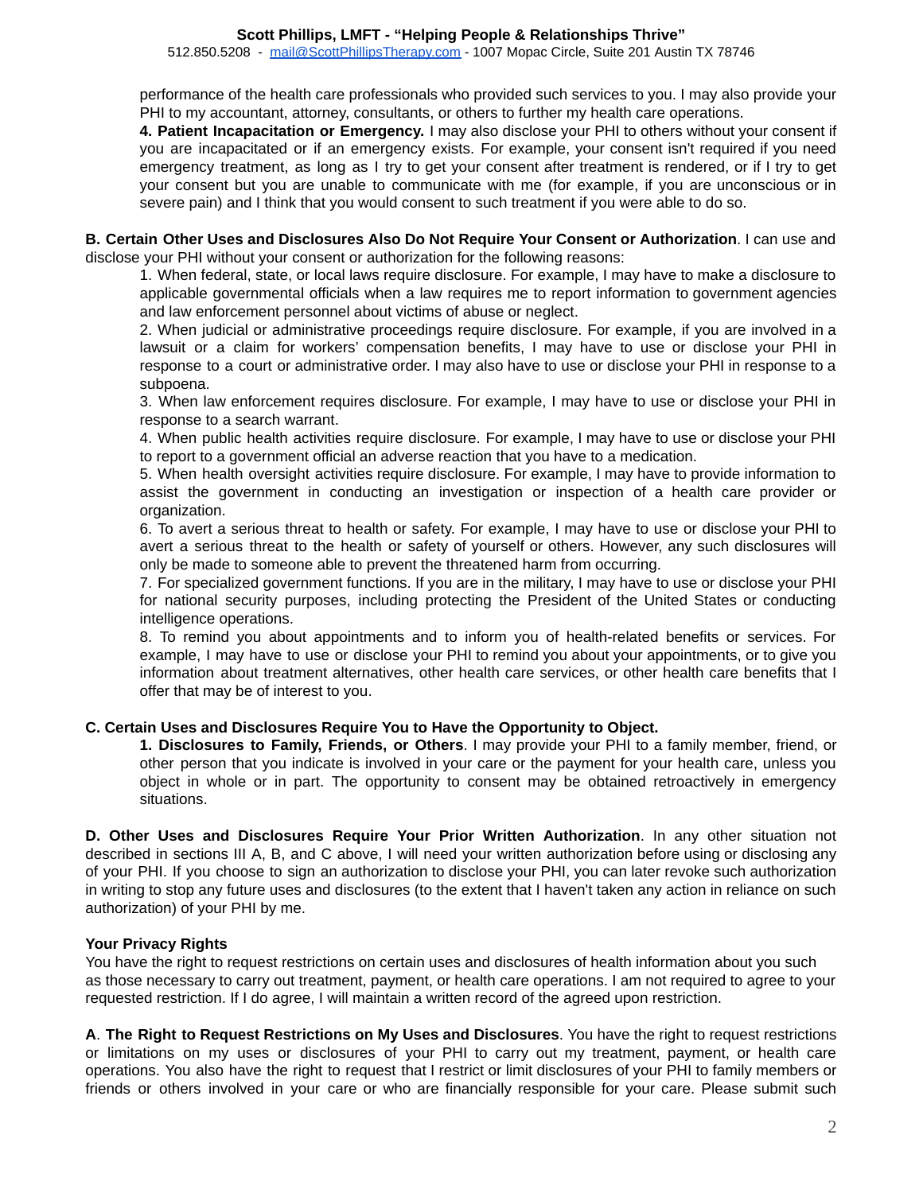performance of the health care professionals who provided such services to you. I may also provide your PHI to my accountant, attorney, consultants, or others to further my health care operations.

**4. Patient Incapacitation or Emergency.** I may also disclose your PHI to others without your consent if you are incapacitated or if an emergency exists. For example, your consent isn't required if you need emergency treatment, as long as I try to get your consent after treatment is rendered, or if I try to get your consent but you are unable to communicate with me (for example, if you are unconscious or in severe pain) and I think that you would consent to such treatment if you were able to do so.

**B. Certain Other Uses and Disclosures Also Do Not Require Your Consent or Authorization**. I can use and disclose your PHI without your consent or authorization for the following reasons:

1. When federal, state, or local laws require disclosure. For example, I may have to make a disclosure to applicable governmental officials when a law requires me to report information to government agencies and law enforcement personnel about victims of abuse or neglect.
2. When judicial or administrative proceedings require disclosure. For example, if you are involved in a lawsuit or a claim for workers' compensation benefits, I may have to use or disclose your PHI in response to a court or administrative order. I may also have to use or disclose your PHI in response to a subpoena.
3. When law enforcement requires disclosure. For example, I may have to use or disclose your PHI in response to a search warrant.
4. When public health activities require disclosure. For example, I may have to use or disclose your PHI to report to a government official an adverse reaction that you have to a medication.
5. When health oversight activities require disclosure. For example, I may have to provide information to assist the government in conducting an investigation or inspection of a health care provider or organization.
6. To avert a serious threat to health or safety. For example, I may have to use or disclose your PHI to avert a serious threat to the health or safety of yourself or others. However, any such disclosures will only be made to someone able to prevent the threatened harm from occurring.
7. For specialized government functions. If you are in the military, I may have to use or disclose your PHI for national security purposes, including protecting the President of the United States or conducting intelligence operations.
8. To remind you about appointments and to inform you of health-related benefits or services. For example, I may have to use or disclose your PHI to remind you about your appointments, or to give you information about treatment alternatives, other health care services, or other health care benefits that I offer that may be of interest to you.

**C. Certain Uses and Disclosures Require You to Have the Opportunity to Object.**

**1. Disclosures to Family, Friends, or Others**. I may provide your PHI to a family member, friend, or other person that you indicate is involved in your care or the payment for your health care, unless you object in whole or in part. The opportunity to consent may be obtained retroactively in emergency situations.

**D. Other Uses and Disclosures Require Your Prior Written Authorization**. In any other situation not described in sections III A, B, and C above, I will need your written authorization before using or disclosing any of your PHI. If you choose to sign an authorization to disclose your PHI, you can later revoke such authorization in writing to stop any future uses and disclosures (to the extent that I haven't taken any action in reliance on such authorization) of your PHI by me.

**Your Privacy Rights**

You have the right to request restrictions on certain uses and disclosures of health information about you such as those necessary to carry out treatment, payment, or health care operations. I am not required to agree to your requested restriction. If I do agree, I will maintain a written record of the agreed upon restriction.

**A**. **The Right to Request Restrictions on My Uses and Disclosures**. You have the right to request restrictions or limitations on my uses or disclosures of your PHI to carry out my treatment, payment, or health care operations. You also have the right to request that I restrict or limit disclosures of your PHI to family members or friends or others involved in your care or who are financially responsible for your care. Please submit such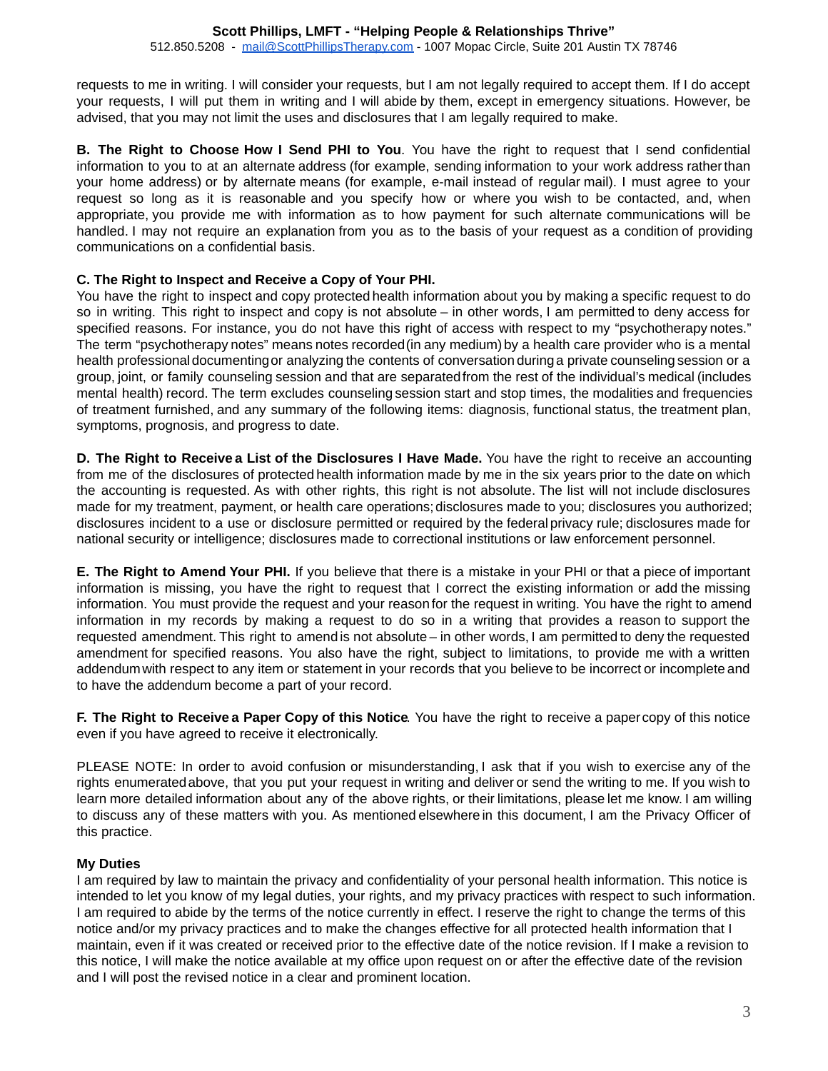requests to me in writing. I will consider your requests, but I am not legally required to accept them. If I do accept your requests, I will put them in writing and I will abide by them, except in emergency situations. However, be advised, that you may not limit the uses and disclosures that I am legally required to make.

**B. The Right to Choose How I Send PHI to You**. You have the right to request that I send confidential information to you to at an alternate address (for example, sending information to your work address rather than your home address) or by alternate means (for example, e-mail instead of regular mail). I must agree to your request so long as it is reasonable and you specify how or where you wish to be contacted, and, when appropriate, you provide me with information as to how payment for such alternate communications will be handled. I may not require an explanation from you as to the basis of your request as a condition of providing communications on a confidential basis.

**C. The Right to Inspect and Receive a Copy of Your PHI.**
You have the right to inspect and copy protected health information about you by making a specific request to do so in writing. This right to inspect and copy is not absolute – in other words, I am permitted to deny access for specified reasons. For instance, you do not have this right of access with respect to my "psychotherapy notes." The term "psychotherapy notes" means notes recorded (in any medium) by a health care provider who is a mental health professional documenting or analyzing the contents of conversation during a private counseling session or a group, joint, or family counseling session and that are separated from the rest of the individual's medical (includes mental health) record. The term excludes counseling session start and stop times, the modalities and frequencies of treatment furnished, and any summary of the following items: diagnosis, functional status, the treatment plan, symptoms, prognosis, and progress to date.

**D. The Right to Receive a List of the Disclosures I Have Made.** You have the right to receive an accounting from me of the disclosures of protected health information made by me in the six years prior to the date on which the accounting is requested. As with other rights, this right is not absolute. The list will not include disclosures made for my treatment, payment, or health care operations; disclosures made to you; disclosures you authorized; disclosures incident to a use or disclosure permitted or required by the federal privacy rule; disclosures made for national security or intelligence; disclosures made to correctional institutions or law enforcement personnel.

**E. The Right to Amend Your PHI.** If you believe that there is a mistake in your PHI or that a piece of important information is missing, you have the right to request that I correct the existing information or add the missing information. You must provide the request and your reason for the request in writing. You have the right to amend information in my records by making a request to do so in a writing that provides a reason to support the requested amendment. This right to amend is not absolute – in other words, I am permitted to deny the requested amendment for specified reasons. You also have the right, subject to limitations, to provide me with a written addendum with respect to any item or statement in your records that you believe to be incorrect or incomplete and to have the addendum become a part of your record.

**F. The Right to Receive a Paper Copy of this Notice**. You have the right to receive a paper copy of this notice even if you have agreed to receive it electronically.

PLEASE NOTE: In order to avoid confusion or misunderstanding, I ask that if you wish to exercise any of the rights enumerated above, that you put your request in writing and deliver or send the writing to me. If you wish to learn more detailed information about any of the above rights, or their limitations, please let me know. I am willing to discuss any of these matters with you. As mentioned elsewhere in this document, I am the Privacy Officer of this practice.

**My Duties**
I am required by law to maintain the privacy and confidentiality of your personal health information. This notice is intended to let you know of my legal duties, your rights, and my privacy practices with respect to such information. I am required to abide by the terms of the notice currently in effect. I reserve the right to change the terms of this notice and/or my privacy practices and to make the changes effective for all protected health information that I maintain, even if it was created or received prior to the effective date of the notice revision. If I make a revision to this notice, I will make the notice available at my office upon request on or after the effective date of the revision and I will post the revised notice in a clear and prominent location.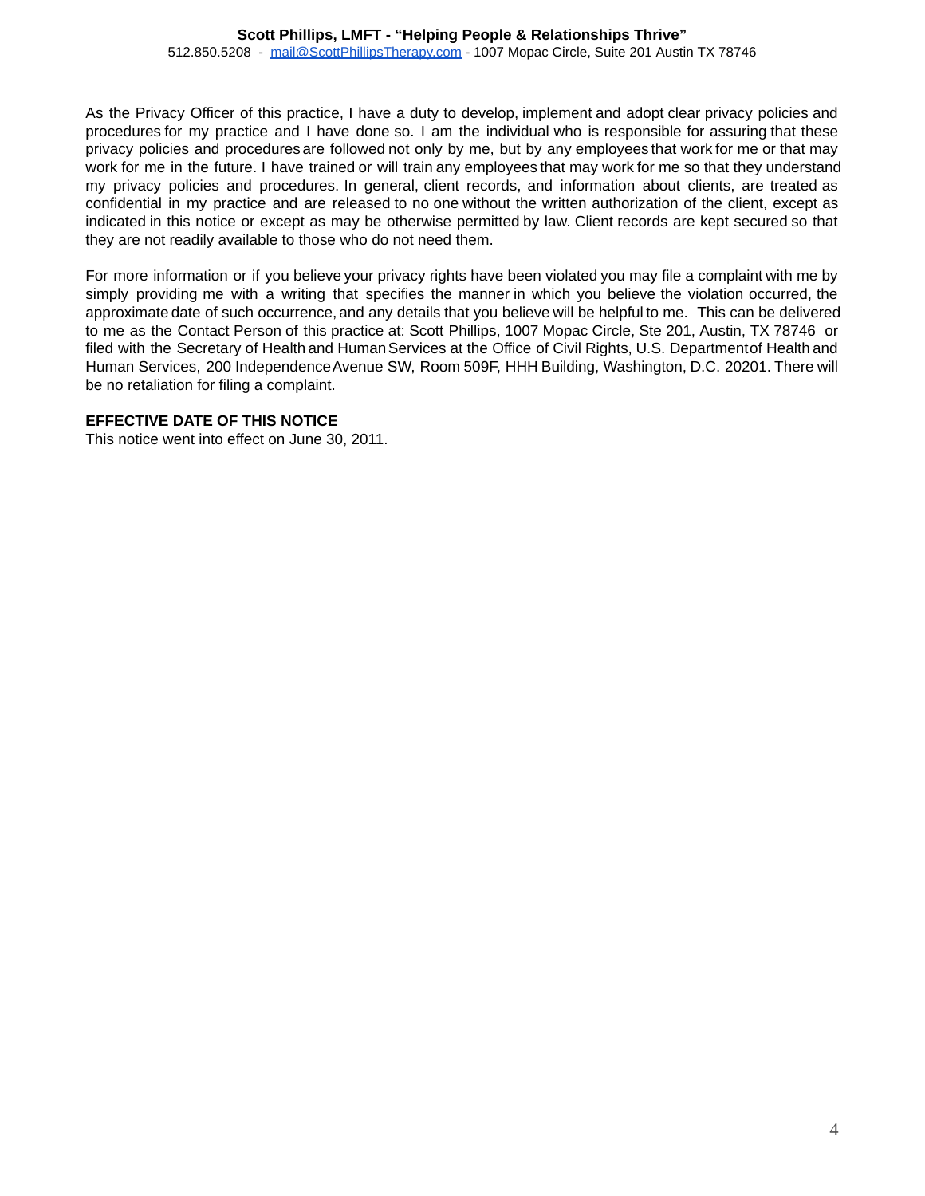As the Privacy Officer of this practice, I have a duty to develop, implement and adopt clear privacy policies and procedures for my practice and I have done so. I am the individual who is responsible for assuring that these privacy policies and procedures are followed not only by me, but by any employees that work for me or that may work for me in the future. I have trained or will train any employees that may work for me so that they understand my privacy policies and procedures. In general, client records, and information about clients, are treated as confidential in my practice and are released to no one without the written authorization of the client, except as indicated in this notice or except as may be otherwise permitted by law. Client records are kept secured so that they are not readily available to those who do not need them.

For more information or if you believe your privacy rights have been violated you may file a complaint with me by simply providing me with a writing that specifies the manner in which you believe the violation occurred, the approximate date of such occurrence, and any details that you believe will be helpful to me. This can be delivered to me as the Contact Person of this practice at: Scott Phillips, 1007 Mopac Circle, Ste 201, Austin, TX 78746 or filed with the Secretary of Health and Human Services at the Office of Civil Rights, U.S. Department of Health and Human Services, 200 Independence Avenue SW, Room 509F, HHH Building, Washington, D.C. 20201. There will be no retaliation for filing a complaint.

**EFFECTIVE DATE OF THIS NOTICE**

This notice went into effect on June 30, 2011.